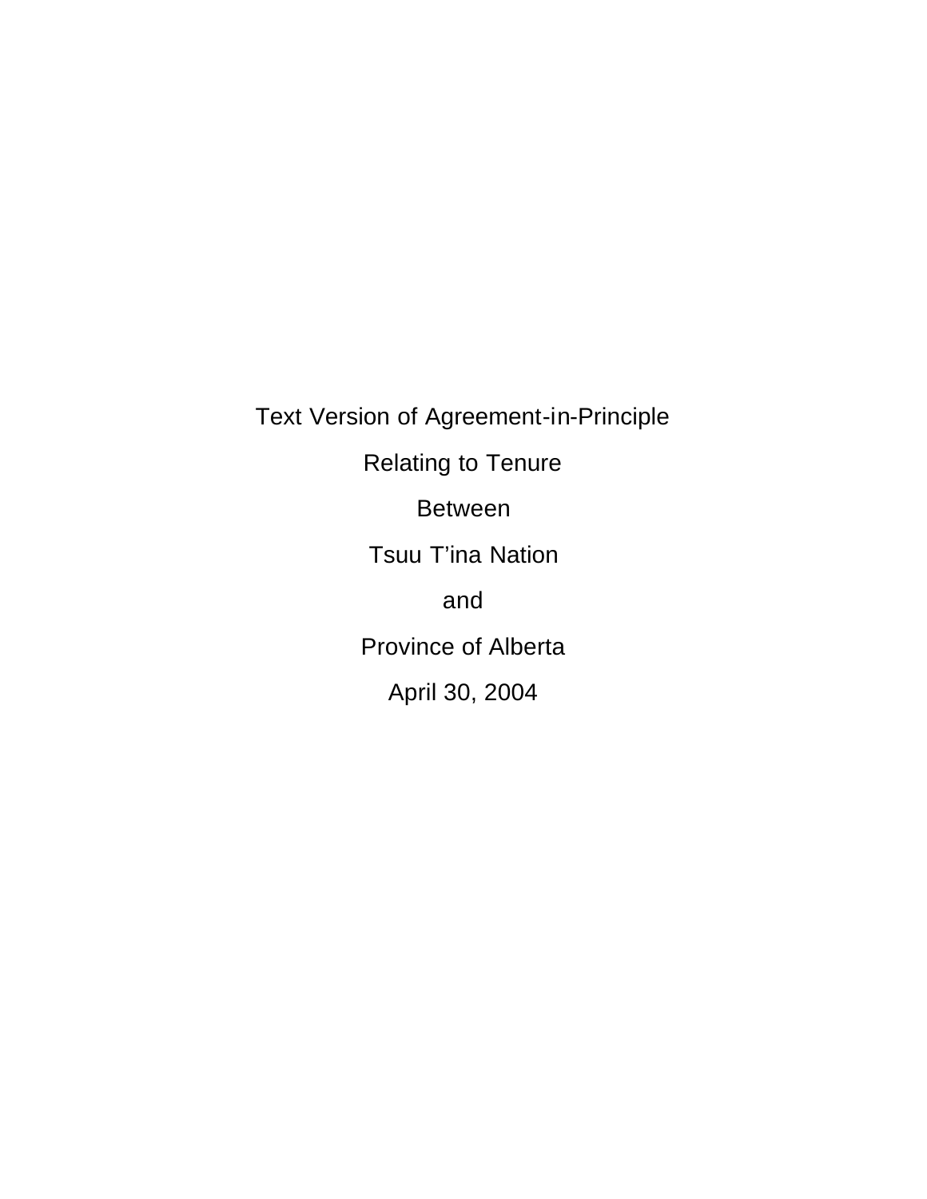# Text Version of Agreement-in-Principle

# Relating to Tenure

# Between

# Tsuu T'ina Nation

# and

# Province of Alberta

# April 30, 2004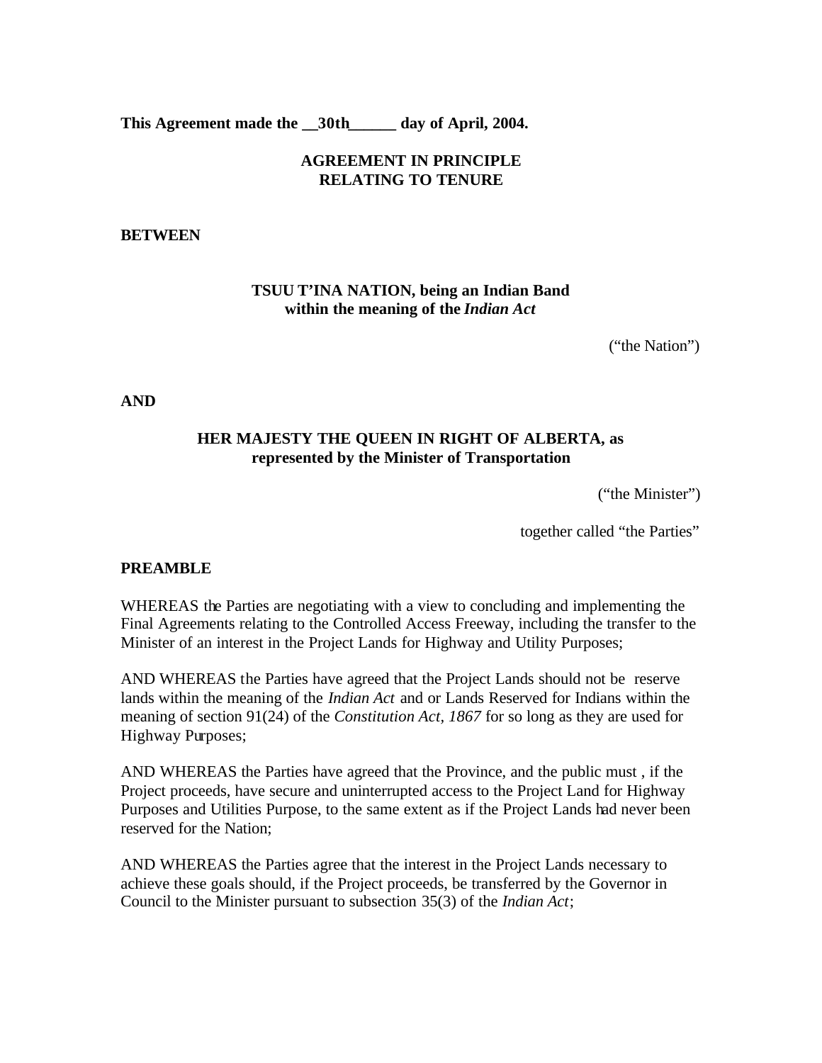**This Agreement made the __30th______ day of April, 2004.**

**AGREEMENT IN PRINCIPLE**
**RELATING TO TENURE**

**BETWEEN**

**TSUU T'INA NATION, being an Indian Band within the meaning of the *Indian Act***

("the Nation")

**AND**

**HER MAJESTY THE QUEEN IN RIGHT OF ALBERTA, as represented by the Minister of Transportation**

("the Minister")

together called "the Parties"

**PREAMBLE**

WHEREAS the Parties are negotiating with a view to concluding and implementing the Final Agreements relating to the Controlled Access Freeway, including the transfer to the Minister of an interest in the Project Lands for Highway and Utility Purposes;

AND WHEREAS the Parties have agreed that the Project Lands should not be reserve lands within the meaning of the *Indian Act* and or Lands Reserved for Indians within the meaning of section 91(24) of the *Constitution Act, 1867* for so long as they are used for Highway Purposes;

AND WHEREAS the Parties have agreed that the Province, and the public must , if the Project proceeds, have secure and uninterrupted access to the Project Land for Highway Purposes and Utilities Purpose, to the same extent as if the Project Lands had never been reserved for the Nation;

AND WHEREAS the Parties agree that the interest in the Project Lands necessary to achieve these goals should, if the Project proceeds, be transferred by the Governor in Council to the Minister pursuant to subsection 35(3) of the *Indian Act*;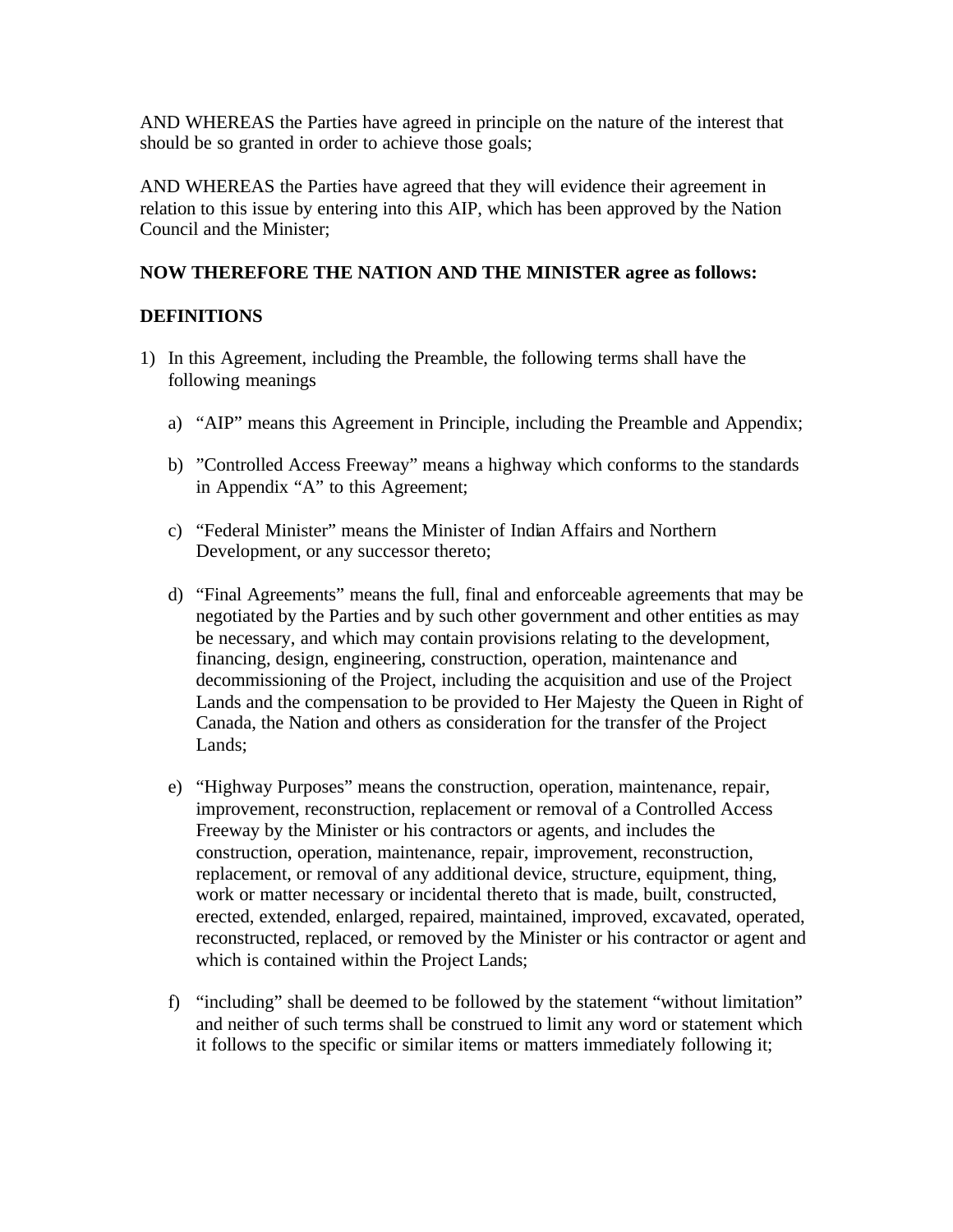AND WHEREAS the Parties have agreed in principle on the nature of the interest that should be so granted in order to achieve those goals;

AND WHEREAS the Parties have agreed that they will evidence their agreement in relation to this issue by entering into this AIP, which has been approved by the Nation Council and the Minister;

**NOW THEREFORE THE NATION AND THE MINISTER agree as follows:**

**DEFINITIONS**

1) In this Agreement, including the Preamble, the following terms shall have the following meanings

   a) "AIP" means this Agreement in Principle, including the Preamble and Appendix;

   b) "Controlled Access Freeway" means a highway which conforms to the standards in Appendix "A" to this Agreement;

   c) "Federal Minister" means the Minister of Indian Affairs and Northern Development, or any successor thereto;

   d) "Final Agreements" means the full, final and enforceable agreements that may be negotiated by the Parties and by such other government and other entities as may be necessary, and which may contain provisions relating to the development, financing, design, engineering, construction, operation, maintenance and decommissioning of the Project, including the acquisition and use of the Project Lands and the compensation to be provided to Her Majesty the Queen in Right of Canada, the Nation and others as consideration for the transfer of the Project Lands;

   e) "Highway Purposes" means the construction, operation, maintenance, repair, improvement, reconstruction, replacement or removal of a Controlled Access Freeway by the Minister or his contractors or agents, and includes the construction, operation, maintenance, repair, improvement, reconstruction, replacement, or removal of any additional device, structure, equipment, thing, work or matter necessary or incidental thereto that is made, built, constructed, erected, extended, enlarged, repaired, maintained, improved, excavated, operated, reconstructed, replaced, or removed by the Minister or his contractor or agent and which is contained within the Project Lands;

   f) "including" shall be deemed to be followed by the statement "without limitation" and neither of such terms shall be construed to limit any word or statement which it follows to the specific or similar items or matters immediately following it;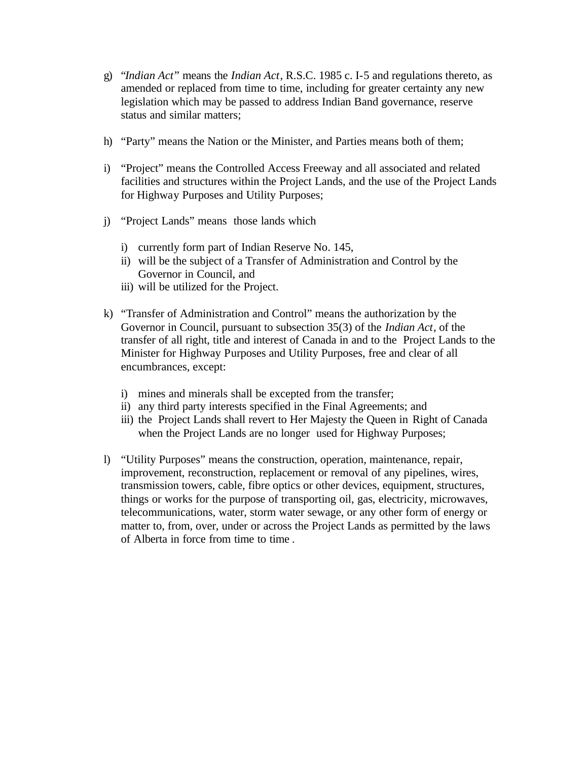g) "*Indian Act*" means the *Indian Act*, R.S.C. 1985 c. I-5 and regulations thereto, as amended or replaced from time to time, including for greater certainty any new legislation which may be passed to address Indian Band governance, reserve status and similar matters;

h) "Party" means the Nation or the Minister, and Parties means both of them;

i) "Project" means the Controlled Access Freeway and all associated and related facilities and structures within the Project Lands, and the use of the Project Lands for Highway Purposes and Utility Purposes;

j) "Project Lands" means those lands which

   i) currently form part of Indian Reserve No. 145,
   ii) will be the subject of a Transfer of Administration and Control by the Governor in Council, and
   iii) will be utilized for the Project.

k) "Transfer of Administration and Control" means the authorization by the Governor in Council, pursuant to subsection 35(3) of the *Indian Act*, of the transfer of all right, title and interest of Canada in and to the Project Lands to the Minister for Highway Purposes and Utility Purposes, free and clear of all encumbrances, except:

   i) mines and minerals shall be excepted from the transfer;
   ii) any third party interests specified in the Final Agreements; and
   iii) the Project Lands shall revert to Her Majesty the Queen in Right of Canada when the Project Lands are no longer used for Highway Purposes;

l) "Utility Purposes" means the construction, operation, maintenance, repair, improvement, reconstruction, replacement or removal of any pipelines, wires, transmission towers, cable, fibre optics or other devices, equipment, structures, things or works for the purpose of transporting oil, gas, electricity, microwaves, telecommunications, water, storm water sewage, or any other form of energy or matter to, from, over, under or across the Project Lands as permitted by the laws of Alberta in force from time to time .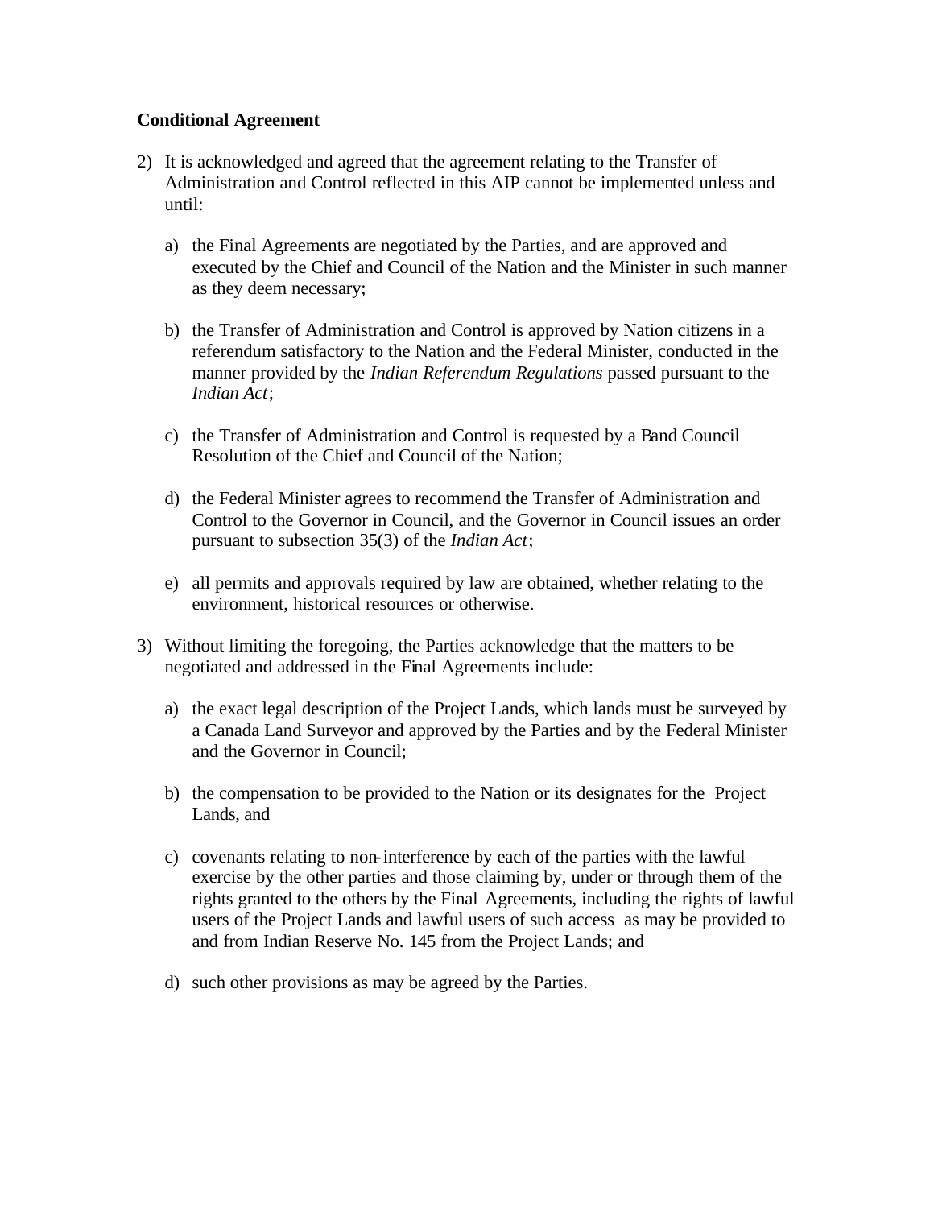**Conditional Agreement**

2) It is acknowledged and agreed that the agreement relating to the Transfer of Administration and Control reflected in this AIP cannot be implemented unless and until:

   a) the Final Agreements are negotiated by the Parties, and are approved and executed by the Chief and Council of the Nation and the Minister in such manner as they deem necessary;

   b) the Transfer of Administration and Control is approved by Nation citizens in a referendum satisfactory to the Nation and the Federal Minister, conducted in the manner provided by the *Indian Referendum Regulations* passed pursuant to the *Indian Act*;

   c) the Transfer of Administration and Control is requested by a Band Council Resolution of the Chief and Council of the Nation;

   d) the Federal Minister agrees to recommend the Transfer of Administration and Control to the Governor in Council, and the Governor in Council issues an order pursuant to subsection 35(3) of the *Indian Act*;

   e) all permits and approvals required by law are obtained, whether relating to the environment, historical resources or otherwise.

3) Without limiting the foregoing, the Parties acknowledge that the matters to be negotiated and addressed in the Final Agreements include:

   a) the exact legal description of the Project Lands, which lands must be surveyed by a Canada Land Surveyor and approved by the Parties and by the Federal Minister and the Governor in Council;

   b) the compensation to be provided to the Nation or its designates for the Project Lands, and

   c) covenants relating to non-interference by each of the parties with the lawful exercise by the other parties and those claiming by, under or through them of the rights granted to the others by the Final Agreements, including the rights of lawful users of the Project Lands and lawful users of such access as may be provided to and from Indian Reserve No. 145 from the Project Lands; and

   d) such other provisions as may be agreed by the Parties.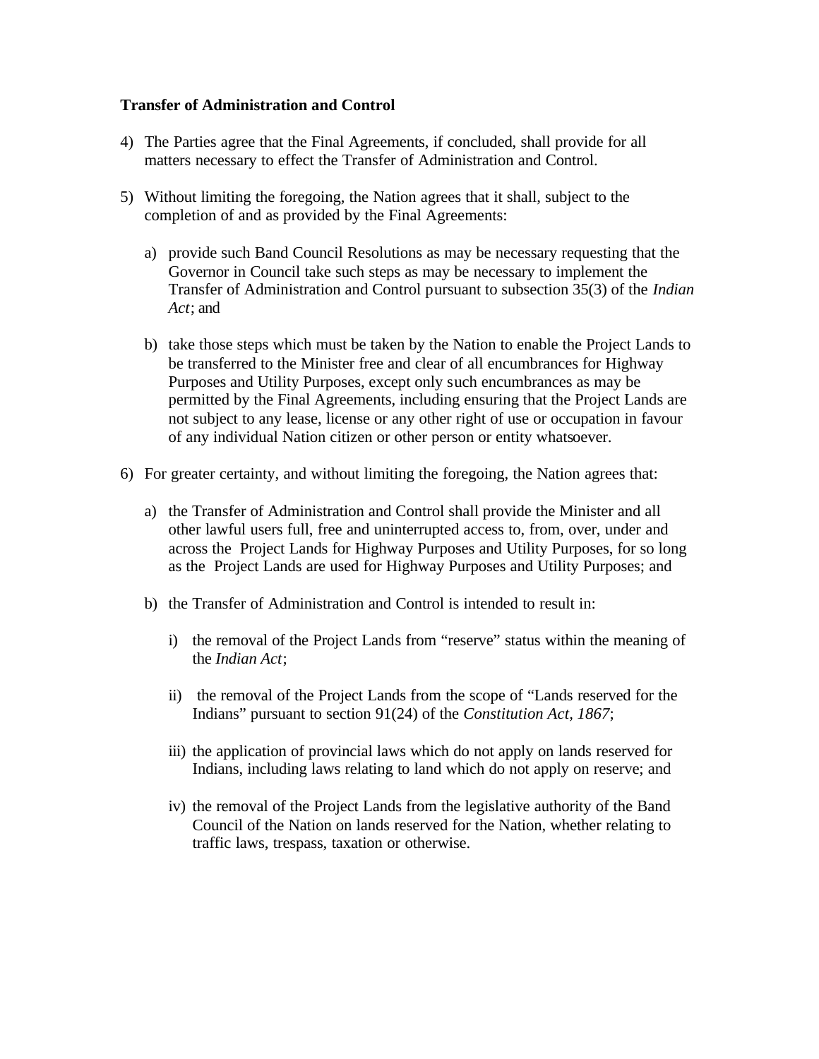**Transfer of Administration and Control**

4) The Parties agree that the Final Agreements, if concluded, shall provide for all matters necessary to effect the Transfer of Administration and Control.

5) Without limiting the foregoing, the Nation agrees that it shall, subject to the completion of and as provided by the Final Agreements:

   a) provide such Band Council Resolutions as may be necessary requesting that the Governor in Council take such steps as may be necessary to implement the Transfer of Administration and Control pursuant to subsection 35(3) of the *Indian Act*; and

   b) take those steps which must be taken by the Nation to enable the Project Lands to be transferred to the Minister free and clear of all encumbrances for Highway Purposes and Utility Purposes, except only such encumbrances as may be permitted by the Final Agreements, including ensuring that the Project Lands are not subject to any lease, license or any other right of use or occupation in favour of any individual Nation citizen or other person or entity whatsoever.

6) For greater certainty, and without limiting the foregoing, the Nation agrees that:

   a) the Transfer of Administration and Control shall provide the Minister and all other lawful users full, free and uninterrupted access to, from, over, under and across the Project Lands for Highway Purposes and Utility Purposes, for so long as the Project Lands are used for Highway Purposes and Utility Purposes; and

   b) the Transfer of Administration and Control is intended to result in:

      i) the removal of the Project Lands from "reserve" status within the meaning of the *Indian Act*;

      ii) the removal of the Project Lands from the scope of "Lands reserved for the Indians" pursuant to section 91(24) of the *Constitution Act, 1867*;

      iii) the application of provincial laws which do not apply on lands reserved for Indians, including laws relating to land which do not apply on reserve; and

      iv) the removal of the Project Lands from the legislative authority of the Band Council of the Nation on lands reserved for the Nation, whether relating to traffic laws, trespass, taxation or otherwise.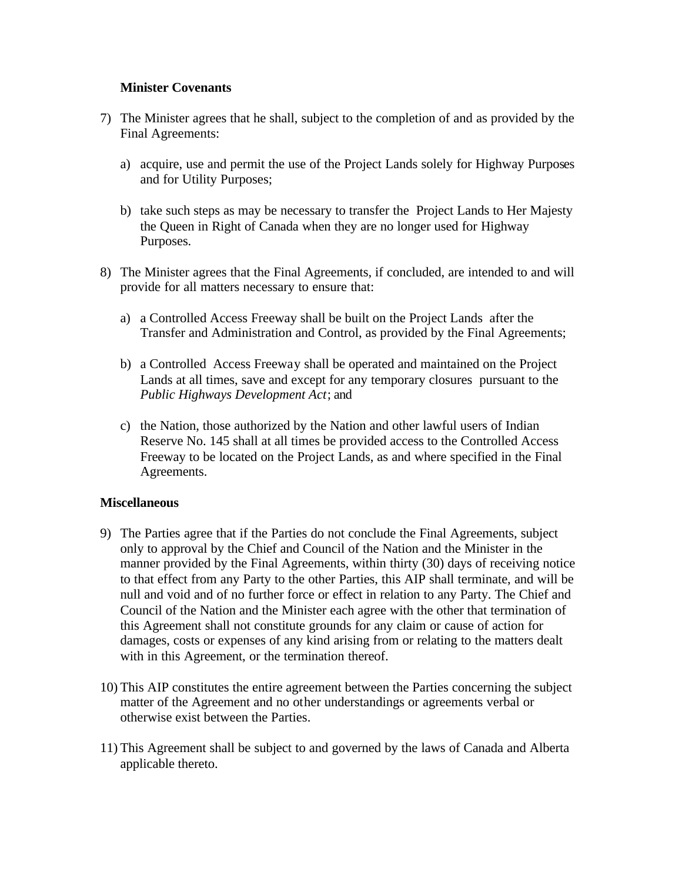**Minister Covenants**

7) The Minister agrees that he shall, subject to the completion of and as provided by the Final Agreements:

   a) acquire, use and permit the use of the Project Lands solely for Highway Purposes and for Utility Purposes;

   b) take such steps as may be necessary to transfer the Project Lands to Her Majesty the Queen in Right of Canada when they are no longer used for Highway Purposes.

8) The Minister agrees that the Final Agreements, if concluded, are intended to and will provide for all matters necessary to ensure that:

   a) a Controlled Access Freeway shall be built on the Project Lands after the Transfer and Administration and Control, as provided by the Final Agreements;

   b) a Controlled Access Freeway shall be operated and maintained on the Project Lands at all times, save and except for any temporary closures pursuant to the *Public Highways Development Act*; and

   c) the Nation, those authorized by the Nation and other lawful users of Indian Reserve No. 145 shall at all times be provided access to the Controlled Access Freeway to be located on the Project Lands, as and where specified in the Final Agreements.

**Miscellaneous**

9) The Parties agree that if the Parties do not conclude the Final Agreements, subject only to approval by the Chief and Council of the Nation and the Minister in the manner provided by the Final Agreements, within thirty (30) days of receiving notice to that effect from any Party to the other Parties, this AIP shall terminate, and will be null and void and of no further force or effect in relation to any Party. The Chief and Council of the Nation and the Minister each agree with the other that termination of this Agreement shall not constitute grounds for any claim or cause of action for damages, costs or expenses of any kind arising from or relating to the matters dealt with in this Agreement, or the termination thereof.

10) This AIP constitutes the entire agreement between the Parties concerning the subject matter of the Agreement and no other understandings or agreements verbal or otherwise exist between the Parties.

11) This Agreement shall be subject to and governed by the laws of Canada and Alberta applicable thereto.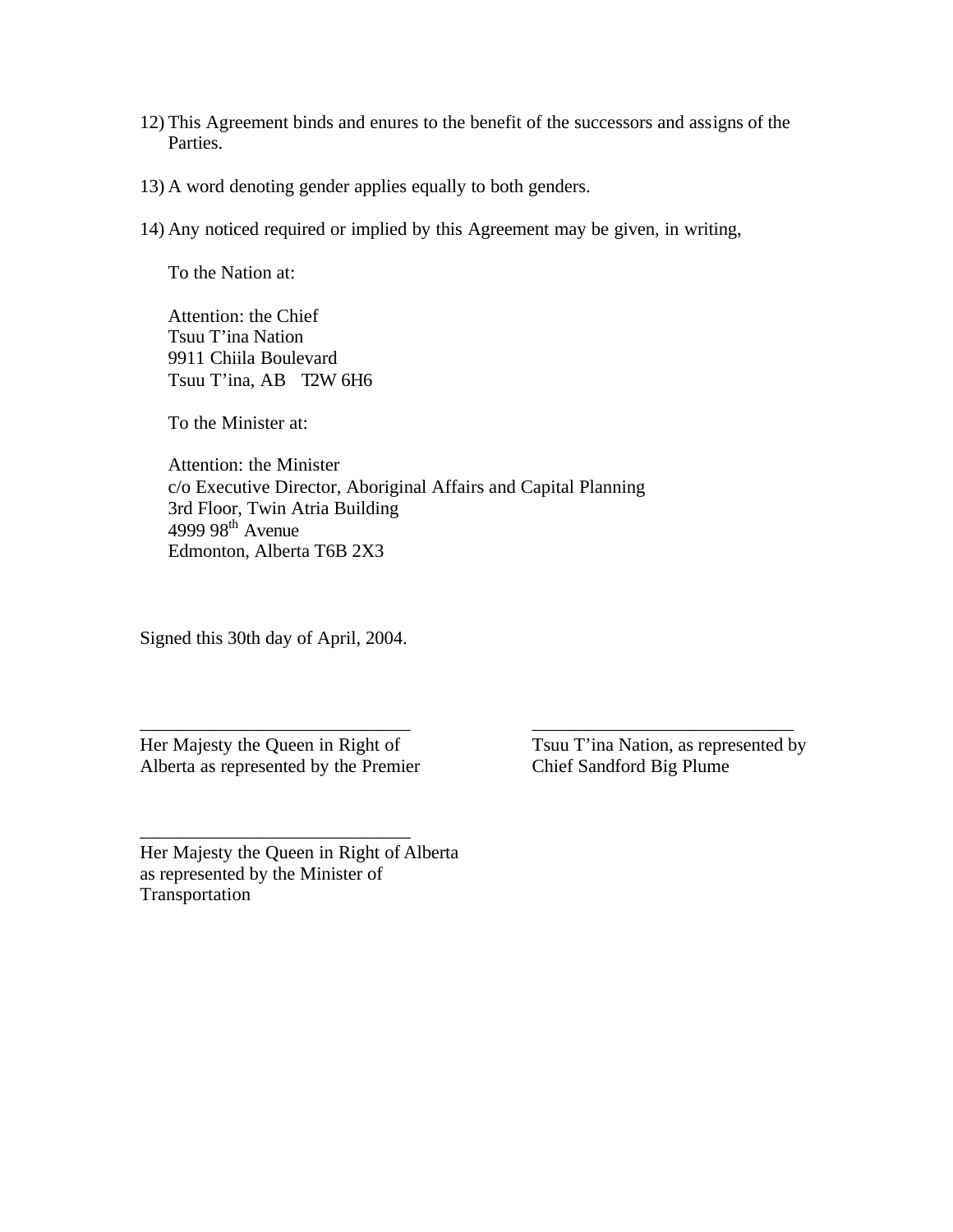12) This Agreement binds and enures to the benefit of the successors and assigns of the Parties.

13) A word denoting gender applies equally to both genders.

14) Any noticed required or implied by this Agreement may be given, in writing,

To the Nation at:

Attention: the Chief  
Tsuu T'ina Nation  
9911 Chiila Boulevard  
Tsuu T'ina, AB T2W 6H6

To the Minister at:

Attention: the Minister  
c/o Executive Director, Aboriginal Affairs and Capital Planning  
3rd Floor, Twin Atria Building  
4999 98th Avenue  
Edmonton, Alberta T6B 2X3

Signed this 30th day of April, 2004.

\_\_\_\_\_\_\_\_\_\_\_\_\_\_\_\_\_\_\_\_\_\_\_\_\_\_\_\_  
Her Majesty the Queen in Right of Alberta as represented by the Premier

\_\_\_\_\_\_\_\_\_\_\_\_\_\_\_\_\_\_\_\_\_\_\_\_\_\_\_\_  
Tsuu T'ina Nation, as represented by Chief Sandford Big Plume

\_\_\_\_\_\_\_\_\_\_\_\_\_\_\_\_\_\_\_\_\_\_\_\_\_\_\_\_  
Her Majesty the Queen in Right of Alberta as represented by the Minister of Transportation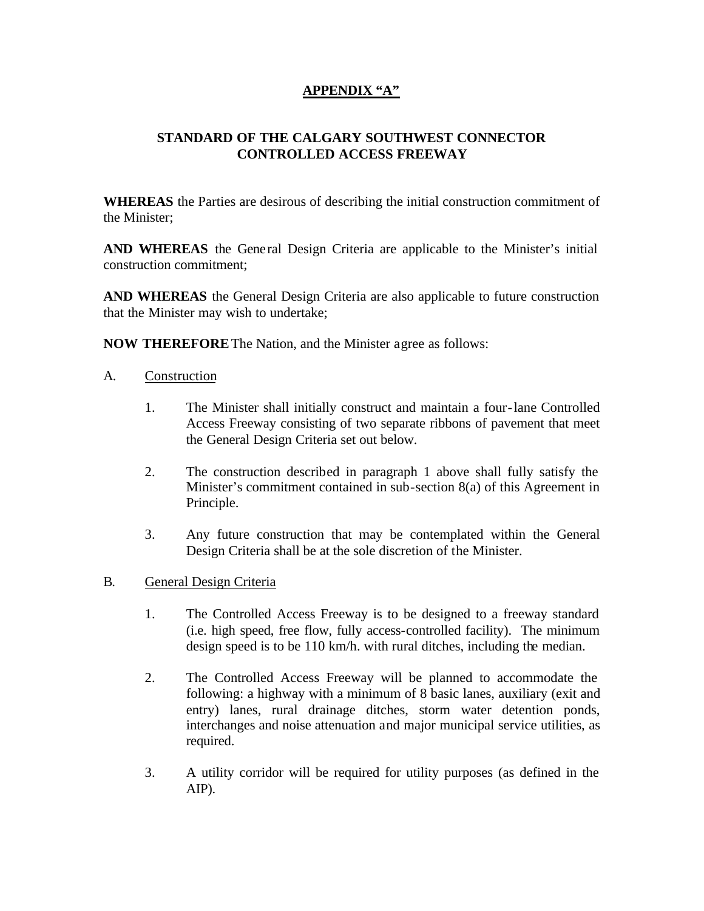## APPENDIX "A"

### STANDARD OF THE CALGARY SOUTHWEST CONNECTOR CONTROLLED ACCESS FREEWAY

**WHEREAS** the Parties are desirous of describing the initial construction commitment of the Minister;

**AND WHEREAS** the General Design Criteria are applicable to the Minister's initial construction commitment;

**AND WHEREAS** the General Design Criteria are also applicable to future construction that the Minister may wish to undertake;

**NOW THEREFORE** The Nation, and the Minister agree as follows:

A. Construction

1. The Minister shall initially construct and maintain a four-lane Controlled Access Freeway consisting of two separate ribbons of pavement that meet the General Design Criteria set out below.

2. The construction described in paragraph 1 above shall fully satisfy the Minister's commitment contained in sub-section 8(a) of this Agreement in Principle.

3. Any future construction that may be contemplated within the General Design Criteria shall be at the sole discretion of the Minister.

B. General Design Criteria

1. The Controlled Access Freeway is to be designed to a freeway standard (i.e. high speed, free flow, fully access-controlled facility). The minimum design speed is to be 110 km/h. with rural ditches, including the median.

2. The Controlled Access Freeway will be planned to accommodate the following: a highway with a minimum of 8 basic lanes, auxiliary (exit and entry) lanes, rural drainage ditches, storm water detention ponds, interchanges and noise attenuation and major municipal service utilities, as required.

3. A utility corridor will be required for utility purposes (as defined in the AIP).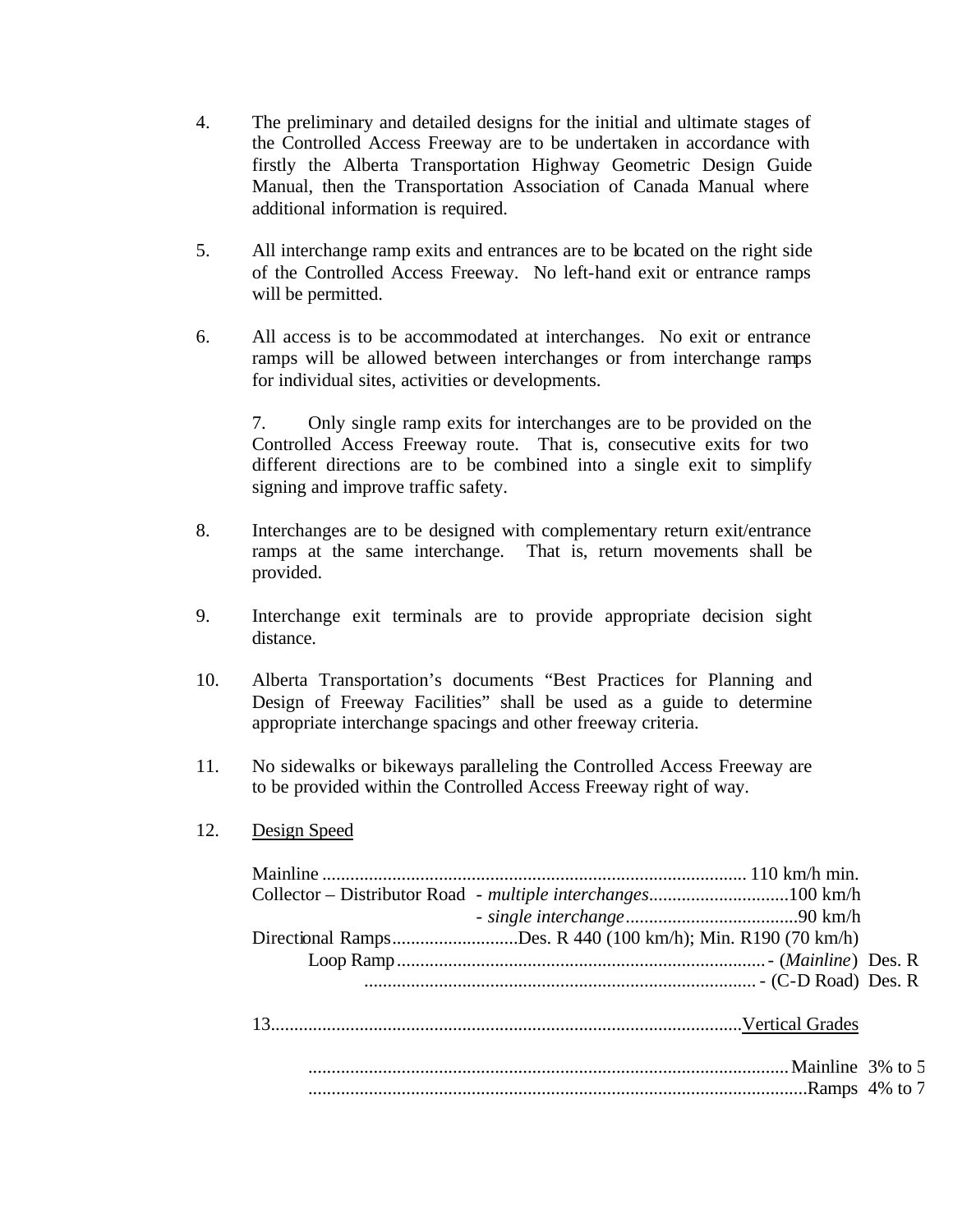4. The preliminary and detailed designs for the initial and ultimate stages of the Controlled Access Freeway are to be undertaken in accordance with firstly the Alberta Transportation Highway Geometric Design Guide Manual, then the Transportation Association of Canada Manual where additional information is required.

5. All interchange ramp exits and entrances are to be located on the right side of the Controlled Access Freeway. No left-hand exit or entrance ramps will be permitted.

6. All access is to be accommodated at interchanges. No exit or entrance ramps will be allowed between interchanges or from interchange ramps for individual sites, activities or developments.

7. Only single ramp exits for interchanges are to be provided on the Controlled Access Freeway route. That is, consecutive exits for two different directions are to be combined into a single exit to simplify signing and improve traffic safety.

8. Interchanges are to be designed with complementary return exit/entrance ramps at the same interchange. That is, return movements shall be provided.

9. Interchange exit terminals are to provide appropriate decision sight distance.

10. Alberta Transportation's documents "Best Practices for Planning and Design of Freeway Facilities" shall be used as a guide to determine appropriate interchange spacings and other freeway criteria.

11. No sidewalks or bikeways paralleling the Controlled Access Freeway are to be provided within the Controlled Access Freeway right of way.

12. <u>Design Speed</u>

Mainline .......................................................................................... 110 km/h min.
Collector – Distributor Road - *multiple interchanges*..............................100 km/h
- *single interchange*.....................................90 km/h
Directional Ramps...........................Des. R 440 (100 km/h); Min. R190 (70 km/h)
Loop Ramp............................................................................... - (*Mainline*) Des. R
.................................................................................... - (C-D Road) Des. R

13. <u>Vertical Grades</u>

...................................................................................................... Mainline 3% to 5
...........................................................................................................Ramps 4% to 7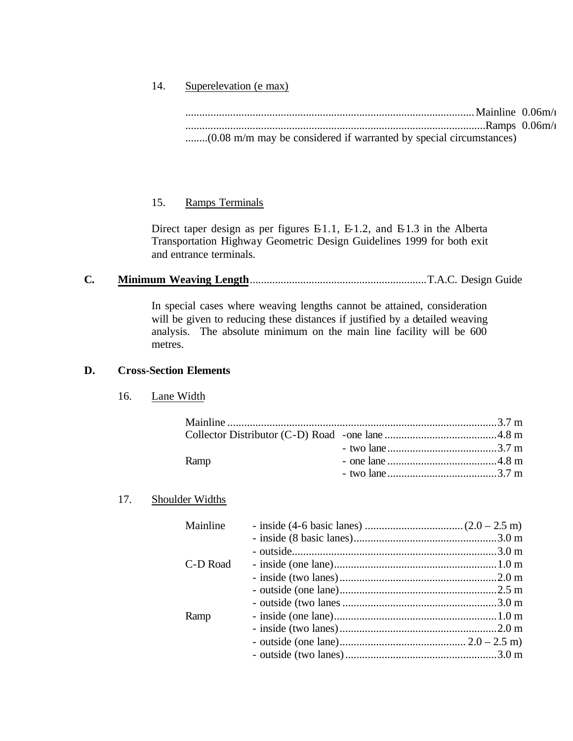14. Superelevation (e max)

Mainline 0.06m/m
Ramps 0.06m/m
(0.08 m/m may be considered if warranted by special circumstances)

15. Ramps Terminals

Direct taper design as per figures E-1.1, E-1.2, and E-1.3 in the Alberta Transportation Highway Geometric Design Guidelines 1999 for both exit and entrance terminals.

**C. Minimum Weaving Length** .......... T.A.C. Design Guide

In special cases where weaving lengths cannot be attained, consideration will be given to reducing these distances if justified by a detailed weaving analysis. The absolute minimum on the main line facility will be 600 metres.

**D. Cross-Section Elements**

16. Lane Width

| | | |
|---|---|---|
| Mainline | | 3.7 m |
| Collector Distributor (C-D) Road | - one lane | 4.8 m |
| | - two lane | 3.7 m |
| Ramp | - one lane | 4.8 m |
| | - two lane | 3.7 m |

17. Shoulder Widths

| | | |
|---|---|---|
| Mainline | - inside (4-6 basic lanes) | (2.0 – 2.5 m) |
| | - inside (8 basic lanes) | 3.0 m |
| | - outside | 3.0 m |
| C-D Road | - inside (one lane) | 1.0 m |
| | - inside (two lanes) | 2.0 m |
| | - outside (one lane) | 2.5 m |
| | - outside (two lanes | 3.0 m |
| Ramp | - inside (one lane) | 1.0 m |
| | - inside (two lanes) | 2.0 m |
| | - outside (one lane) | 2.0 – 2.5 m) |
| | - outside (two lanes) | 3.0 m |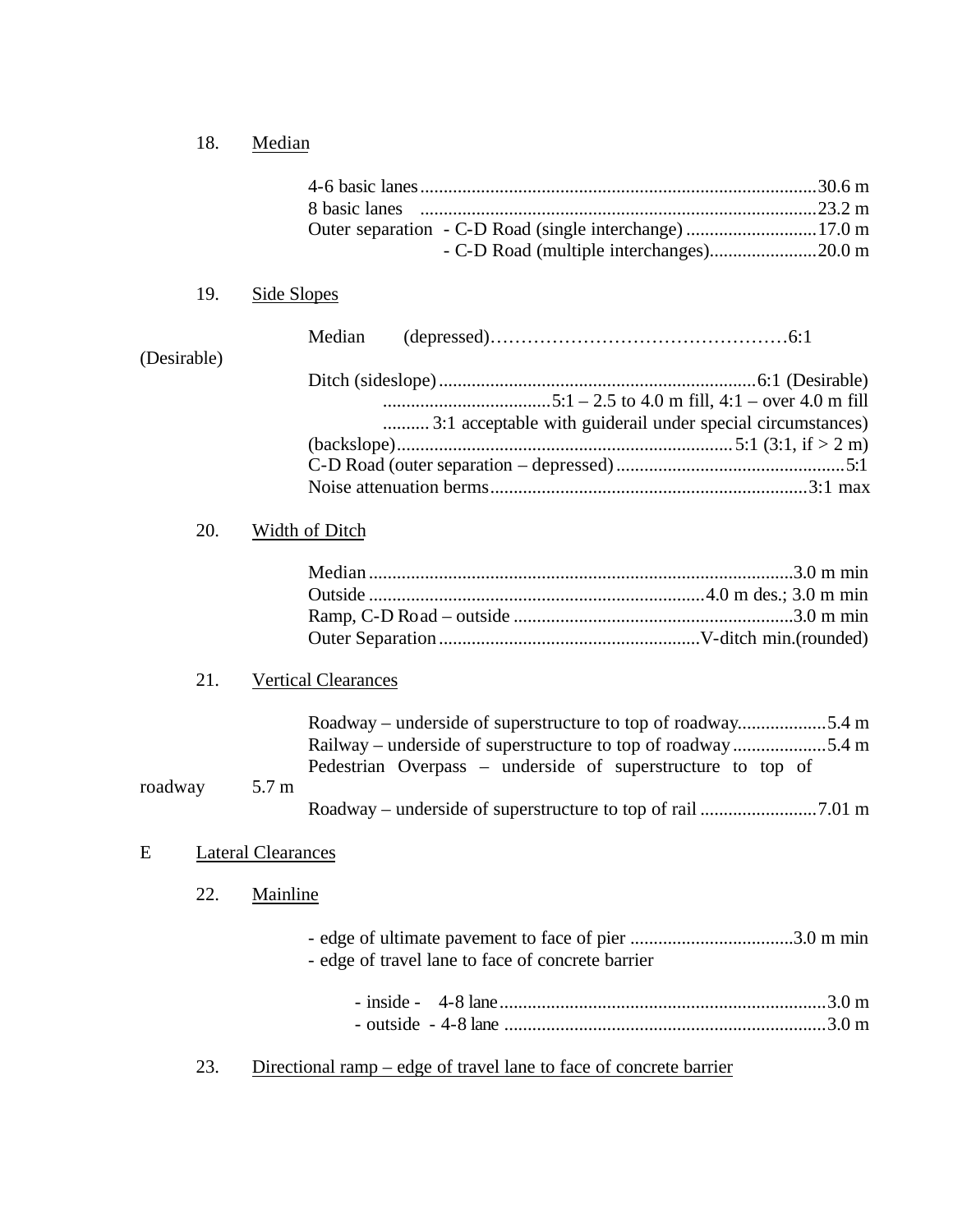18. Median

4-6 basic lanes....................................................................................30.6 m
8 basic lanes ....................................................................................23.2 m
Outer separation - C-D Road (single interchange) ............................17.0 m
- C-D Road (multiple interchanges)......................20.0 m

19. Side Slopes

Median (depressed)…………………………………………6:1 (Desirable)
Ditch (sideslope)...................................................................6:1 (Desirable)
...................................5:1 – 2.5 to 4.0 m fill, 4:1 – over 4.0 m fill
.......... 3:1 acceptable with guiderail under special circumstances)
(backslope).......................................................................5:1 (3:1, if > 2 m)
C-D Road (outer separation – depressed)..................................................5:1
Noise attenuation berms...................................................................3:1 max

20. Width of Ditch

Median..........................................................................................3.0 m min
Outside ........................................................................4.0 m des.; 3.0 m min
Ramp, C-D Road – outside ............................................................3.0 m min
Outer Separation........................................................V-ditch min.(rounded)

21. Vertical Clearances

Roadway – underside of superstructure to top of roadway...................5.4 m
Railway – underside of superstructure to top of roadway....................5.4 m
Pedestrian Overpass – underside of superstructure to top of roadway 5.7 m
Roadway – underside of superstructure to top of rail .........................7.01 m

E Lateral Clearances

22. Mainline

- edge of ultimate pavement to face of pier ...................................3.0 m min
- edge of travel lane to face of concrete barrier
    - inside - 4-8 lane......................................................................3.0 m
    - outside - 4-8 lane ....................................................................3.0 m

23. Directional ramp – edge of travel lane to face of concrete barrier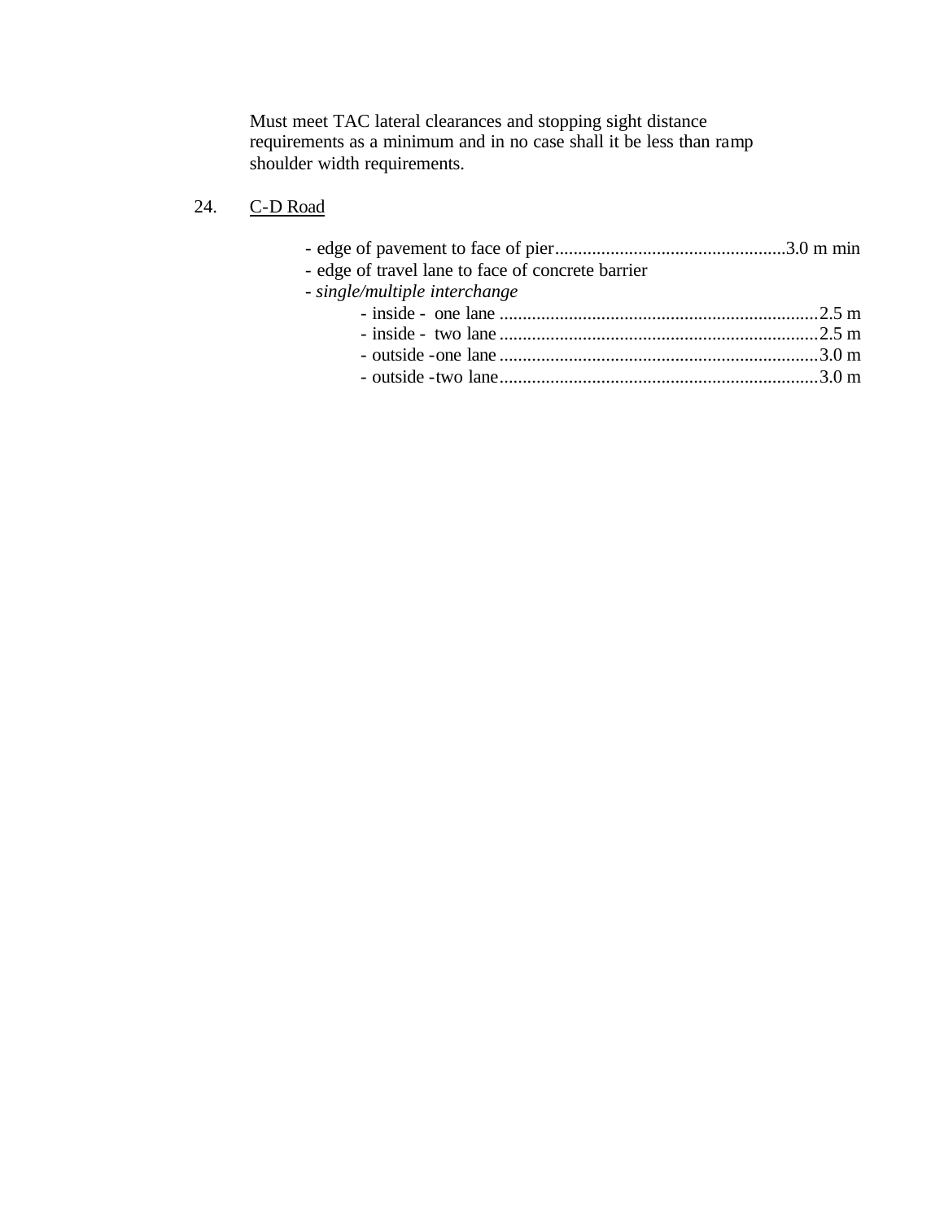Must meet TAC lateral clearances and stopping sight distance requirements as a minimum and in no case shall it be less than ramp shoulder width requirements.

24. C-D Road

- edge of pavement to face of pier..................................................3.0 m min
- edge of travel lane to face of concrete barrier
- *single/multiple interchange*
  - inside - one lane ....................................................................2.5 m
  - inside - two lane .....................................................................2.5 m
  - outside -one lane .....................................................................3.0 m
  - outside -two lane......................................................................3.0 m